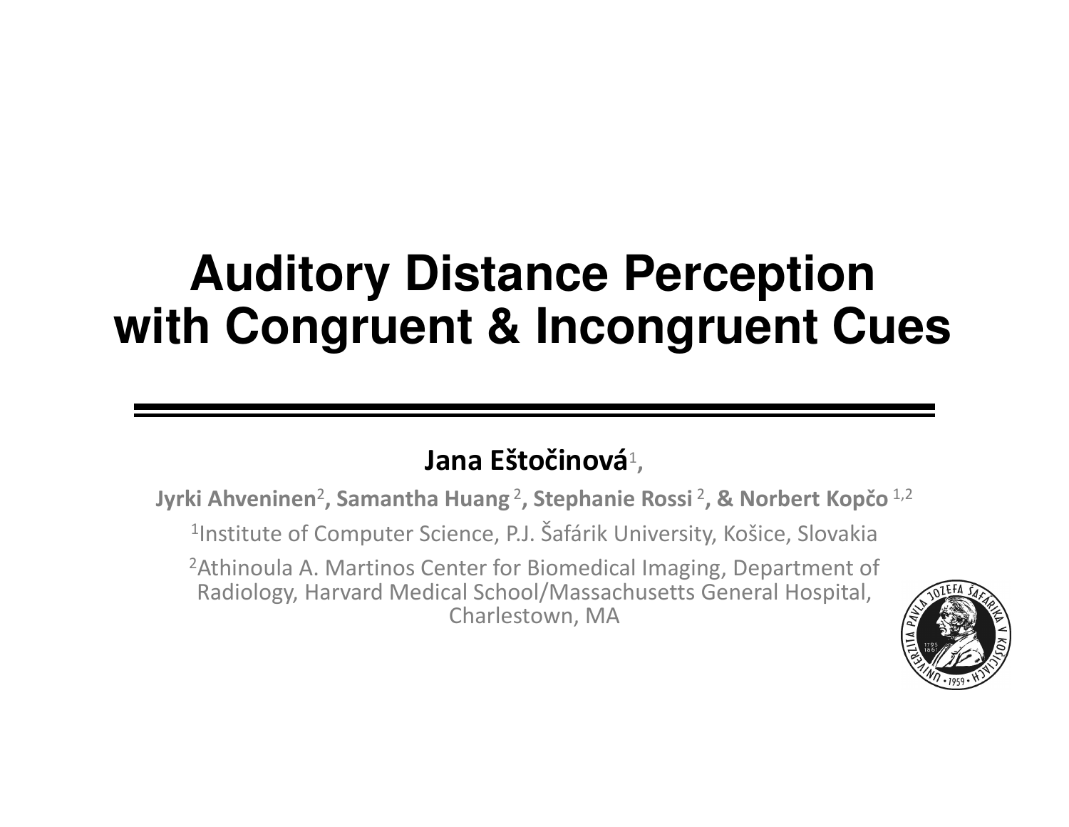# Auditory Distance Perception with Congruent & Incongruent Cues

**Jana Eštočinová**[1],

**Jyrki Ahveninen**[2]**, Samantha Huang** [2]**, Stephanie Rossi** [2]**, & Norbert Kopčo** [1,2]

[1]Institute of Computer Science, P.J. Šafárik University, Košice, Slovakia

[2]Athinoula A. Martinos Center for Biomedical Imaging, Department of Radiology, Harvard Medical School/Massachusetts General Hospital, Charlestown, MA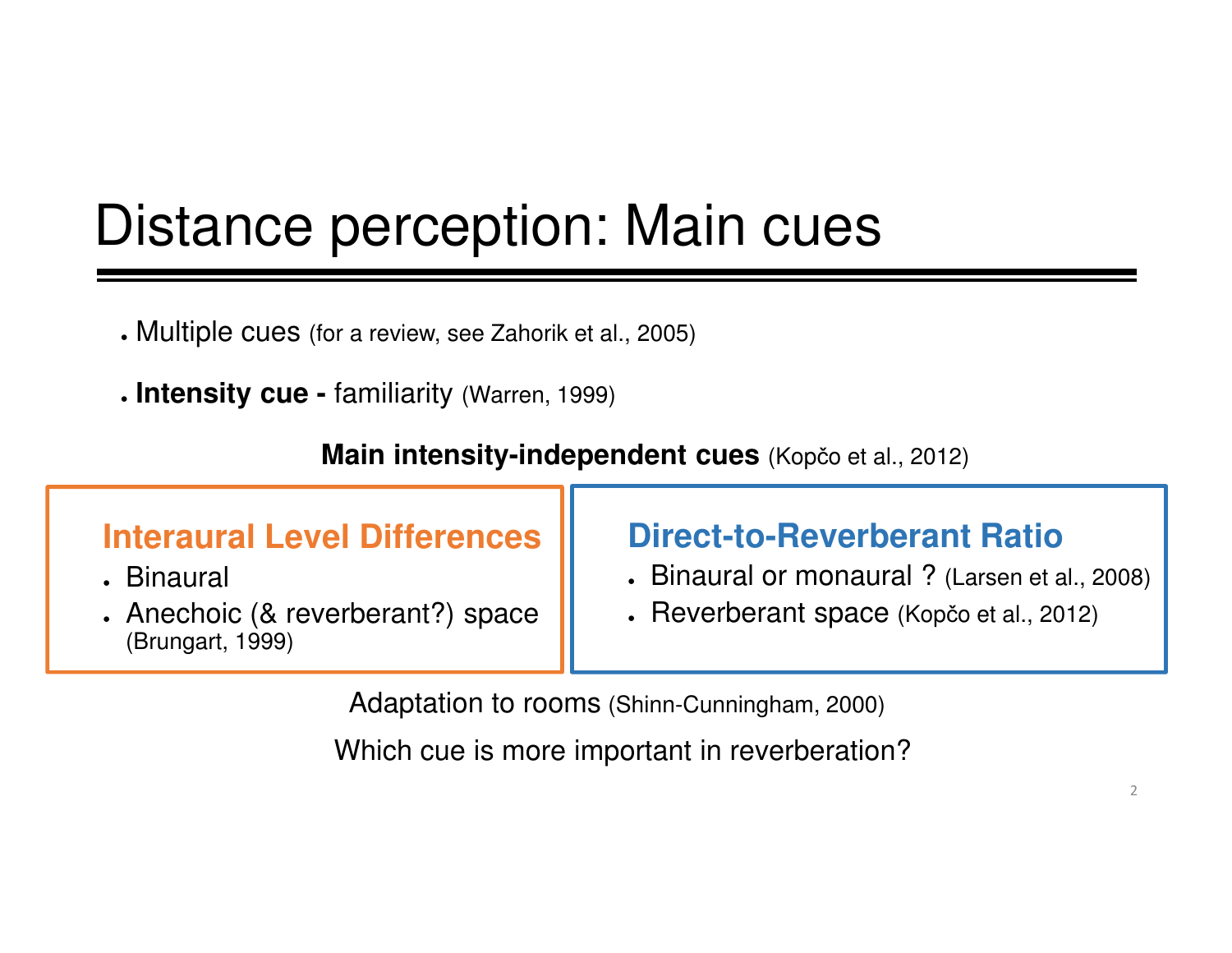# Distance perception: Main cues

- Multiple cues (for a review, see Zahorik et al., 2005)
- **Intensity cue -** familiarity (Warren, 1999)

**Main intensity-independent cues** (Kopčo et al., 2012)

### Interaural Level Differences

- Binaural
- Anechoic (& reverberant?) space (Brungart, 1999)

### Direct-to-Reverberant Ratio

- Binaural or monaural ? (Larsen et al., 2008)
- Reverberant space (Kopčo et al., 2012)

Adaptation to rooms (Shinn-Cunningham, 2000)

Which cue is more important in reverberation?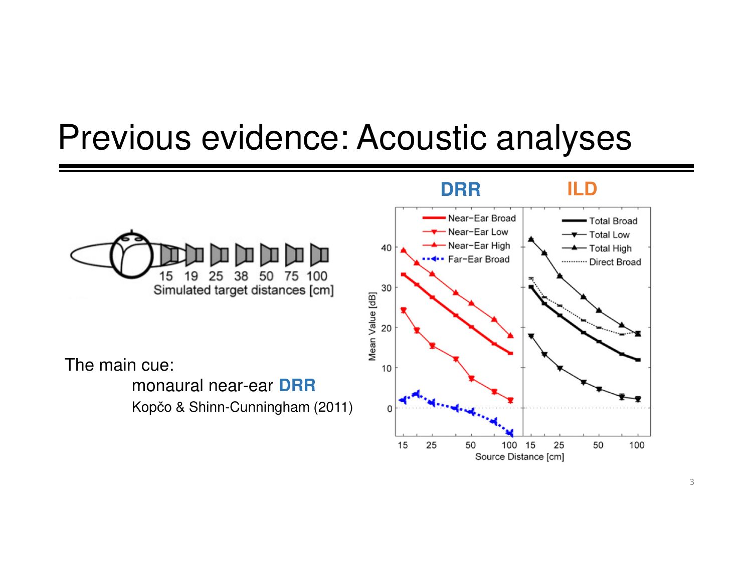# Previous evidence: Acoustic analyses

15 19 25 38 50 75 100
Simulated target distances [cm]

The main cue:

monaural near-ear **DRR**

Kopčo & Shinn-Cunningham (2011)

**DRR** **ILD**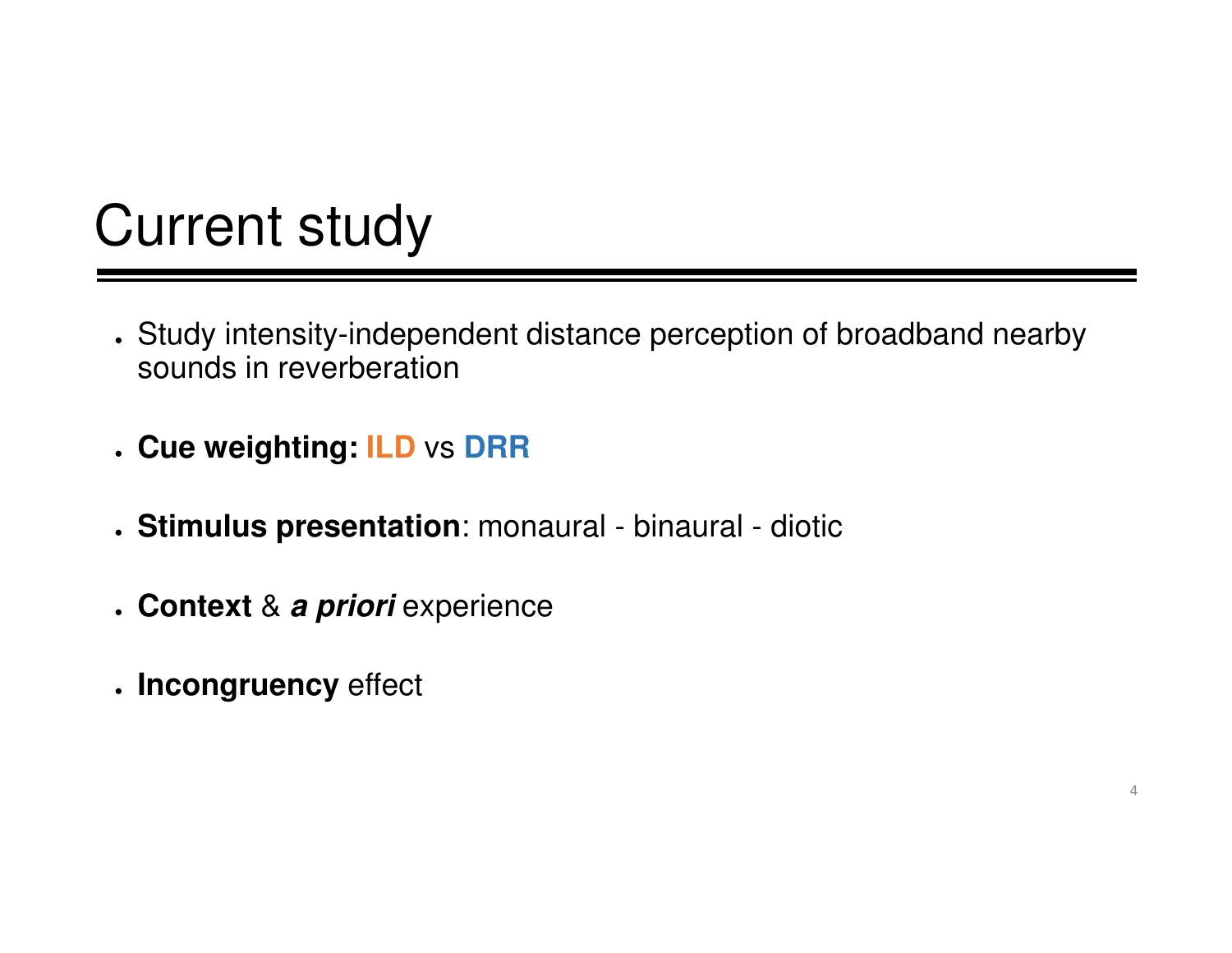# Current study

- Study intensity-independent distance perception of broadband nearby sounds in reverberation
- **Cue weighting: ILD** vs **DRR**
- **Stimulus presentation**: monaural - binaural - diotic
- **Context** & ***a priori*** experience
- **Incongruency** effect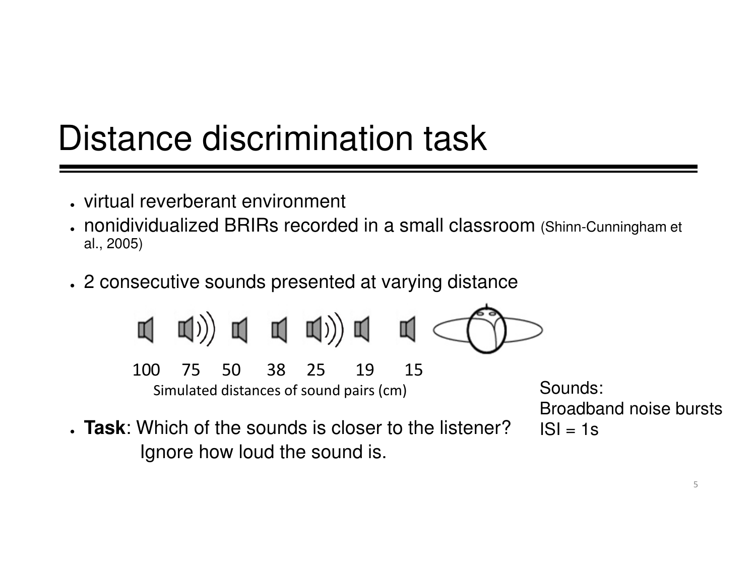# Distance discrimination task

- virtual reverberant environment
- nonidividualized BRIRs recorded in a small classroom (Shinn-Cunningham et al., 2005)
- 2 consecutive sounds presented at varying distance

100 75 50 38 25 19 15

Simulated distances of sound pairs (cm)

- **Task**: Which of the sounds is closer to the listener?
  Ignore how loud the sound is.

Sounds:
Broadband noise bursts
ISI = 1s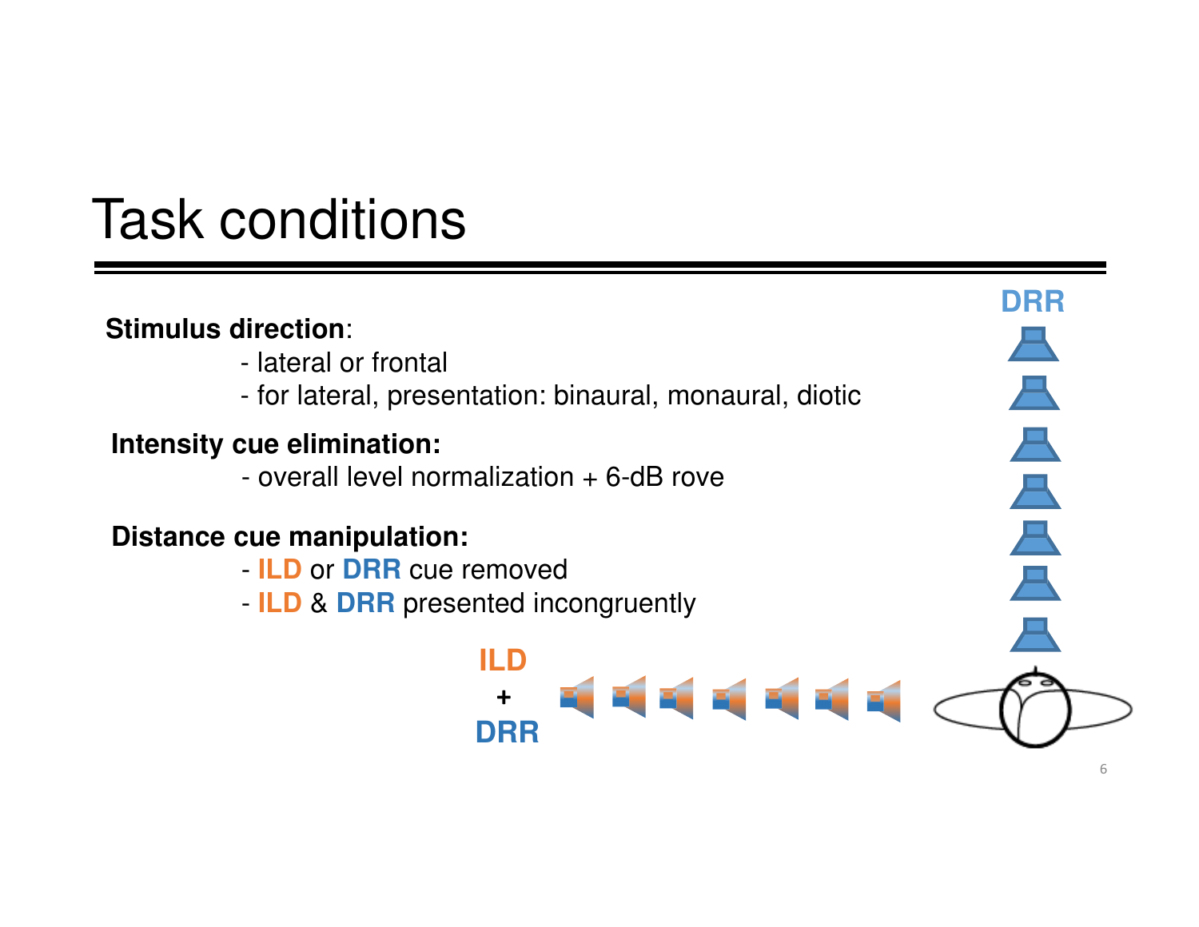# Task conditions

**Stimulus direction**:

- lateral or frontal
- for lateral, presentation: binaural, monaural, diotic

**Intensity cue elimination:**

- overall level normalization + 6-dB rove

**Distance cue manipulation:**

- **ILD** or **DRR** cue removed
- **ILD** & **DRR** presented incongruently

DRR

ILD + DRR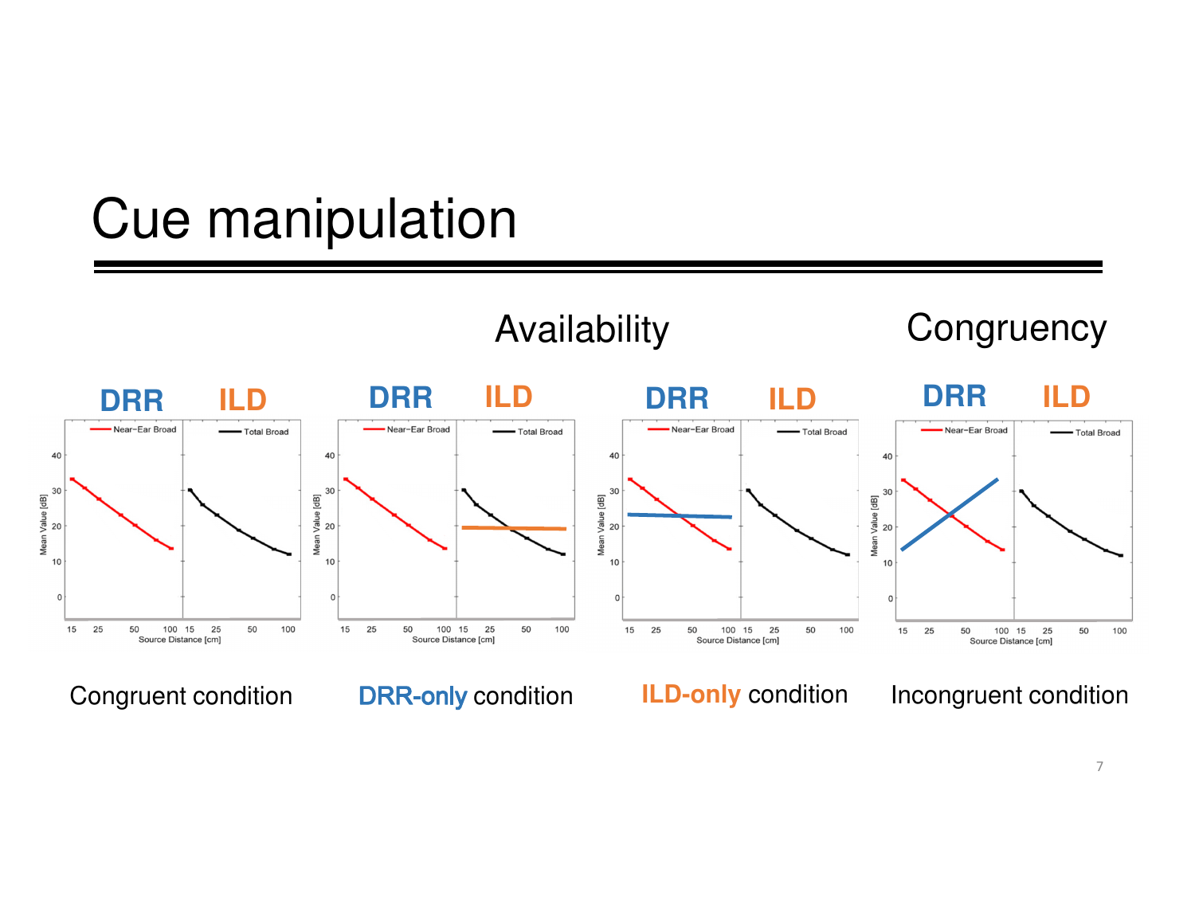# Cue manipulation

Availability | Congruency

DRR ILD | DRR ILD | DRR ILD | DRR ILD

Congruent condition | DRR-only condition | ILD-only condition | Incongruent condition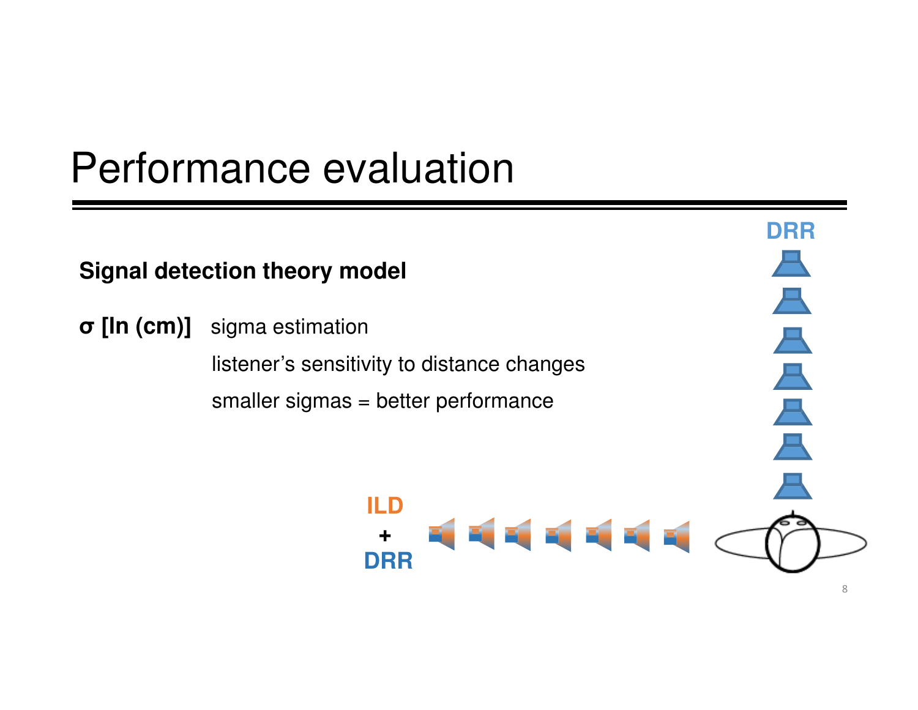# Performance evaluation

**Signal detection theory model**

**σ [ln (cm)]** sigma estimation

listener's sensitivity to distance changes

smaller sigmas = better performance

DRR

ILD + DRR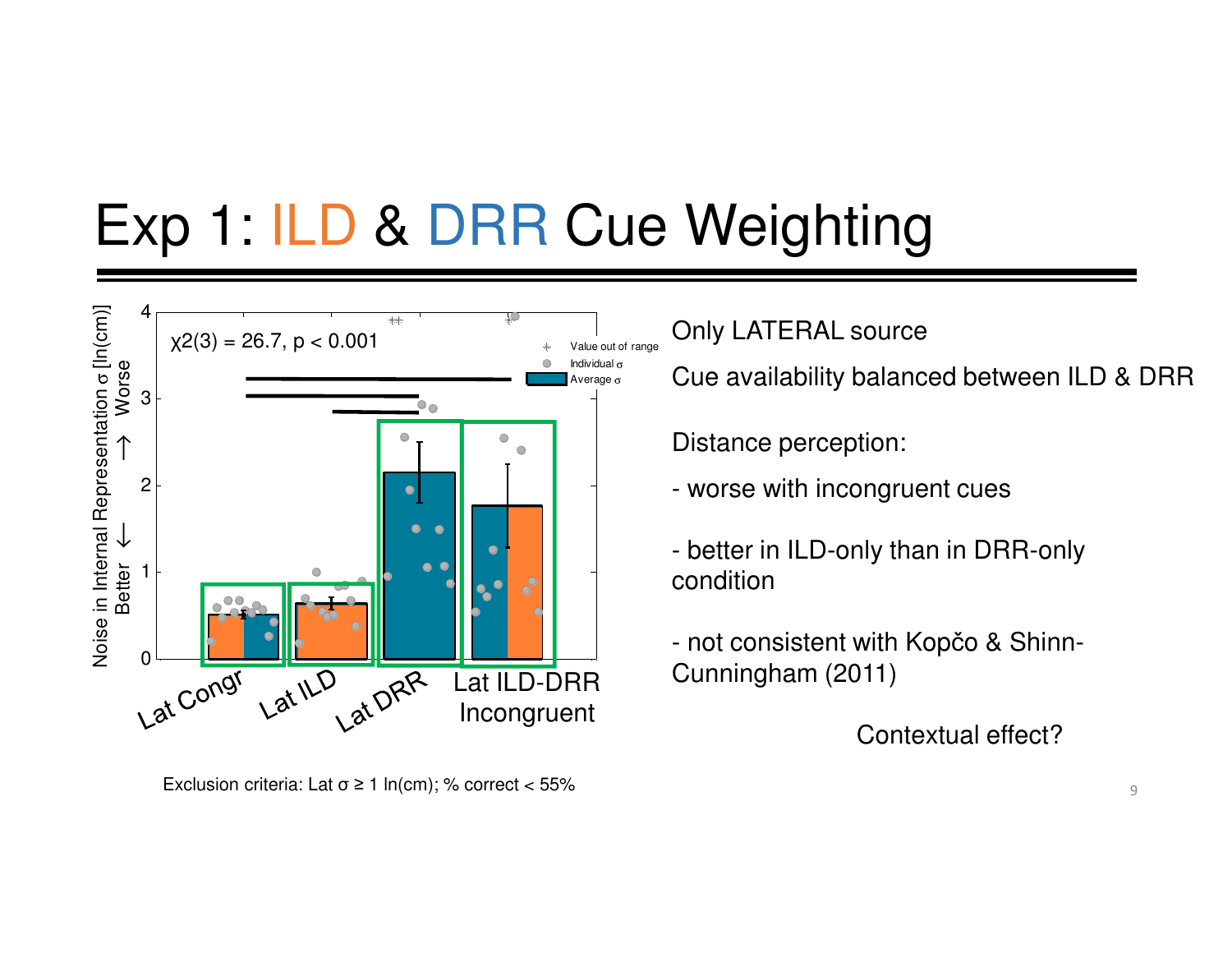# Exp 1: ILD & DRR Cue Weighting

Only LATERAL source

Cue availability balanced between ILD & DRR

Distance perception:

- worse with incongruent cues

- better in ILD-only than in DRR-only condition

- not consistent with Kopčo & Shinn-Cunningham (2011)

Contextual effect?

Exclusion criteria: Lat σ ≥ 1 ln(cm); % correct < 55%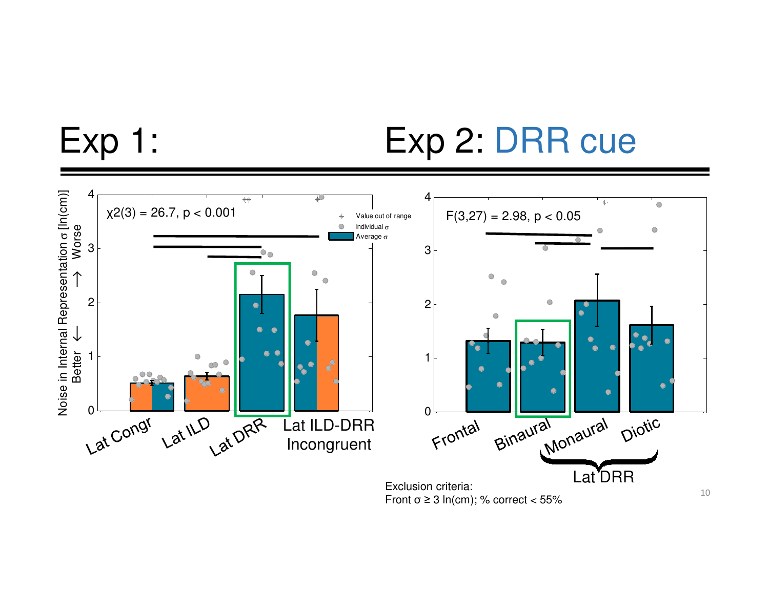# Exp 1:

# Exp 2: DRR cue

$\chi2(3) = 26.7$, $p < 0.001$

Noise in Internal Representation σ [ln(cm)]

Better ← → Worse

Value out of range

Individual σ

Average σ

Lat Congr | Lat ILD | Lat DRR | Lat ILD-DRR Incongruent

$F(3,27) = 2.98$, $p < 0.05$

Frontal | Binaural | Monaural | Diotic

Lat DRR

Exclusion criteria:
Front σ ≥ 3 ln(cm); % correct < 55%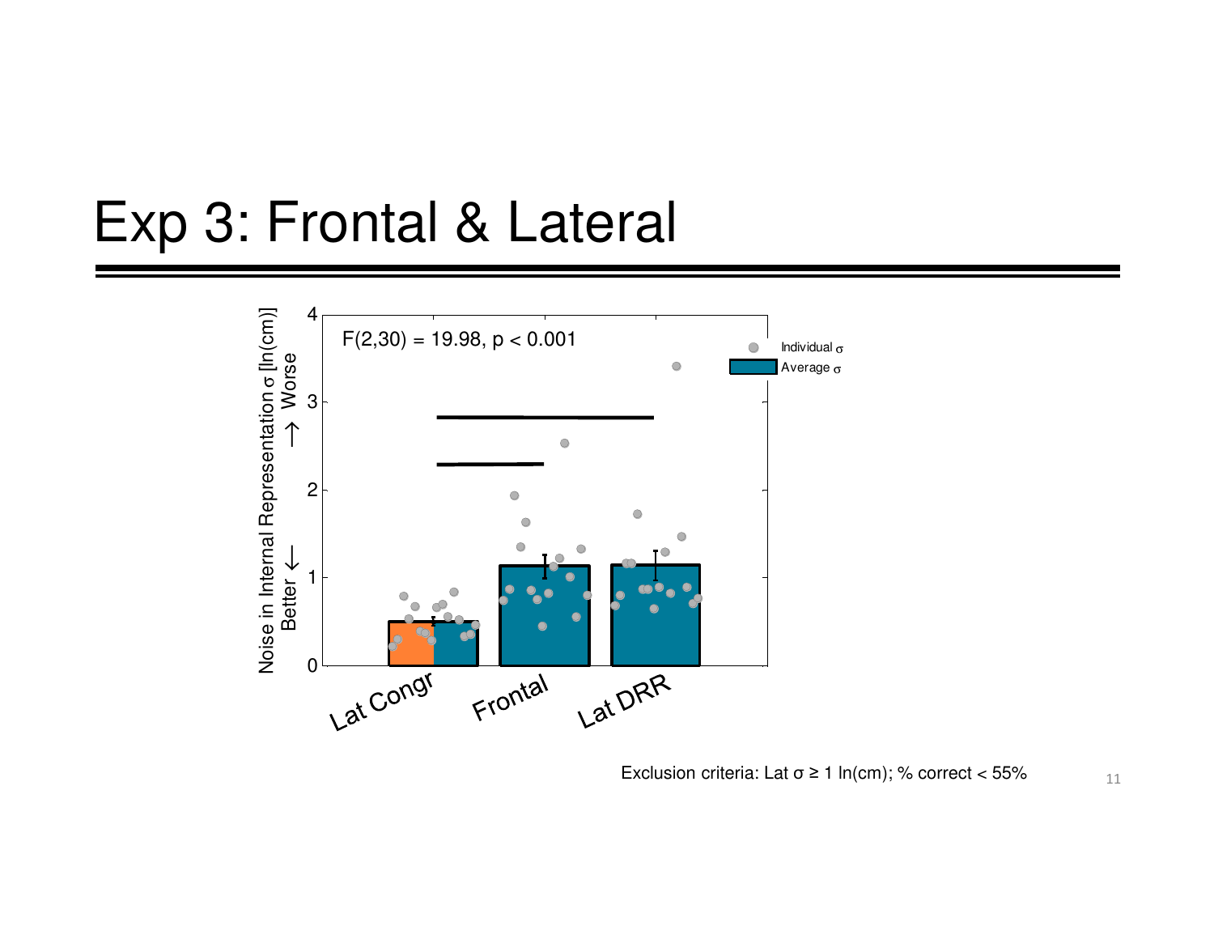# Exp 3: Frontal & Lateral

F(2,30) = 19.98, $p < 0.001$

Noise in Internal Representation σ [ln(cm)]

Better ⟵ ⟶ Worse

Individual σ

Average σ

Lat Congr | Frontal | Lat DRR

Exclusion criteria: Lat $\sigma \geq 1$ ln(cm); % correct < 55%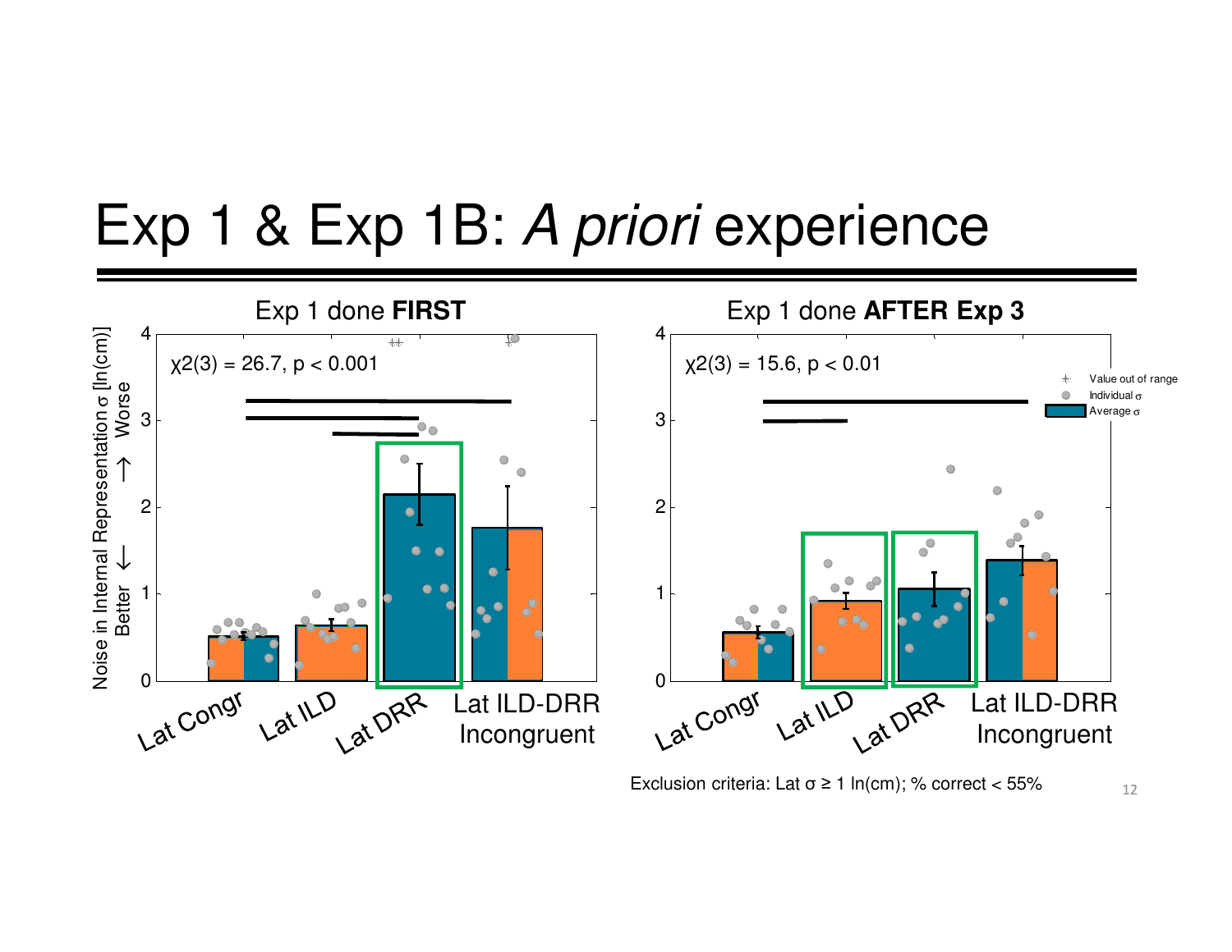# Exp 1 & Exp 1B: *A priori* experience

Exp 1 done **FIRST**

$\chi2(3) = 26.7$, $p < 0.001$

Noise in Internal Representation σ [ln(cm)]

Better ← → Worse

Lat Congr, Lat ILD, Lat DRR, Lat ILD-DRR Incongruent

Exp 1 done **AFTER Exp 3**

$\chi2(3) = 15.6$, $p < 0.01$

Value out of range

Individual σ

Average σ

Lat Congr, Lat ILD, Lat DRR, Lat ILD-DRR Incongruent

Exclusion criteria: Lat σ ≥ 1 ln(cm); % correct < 55%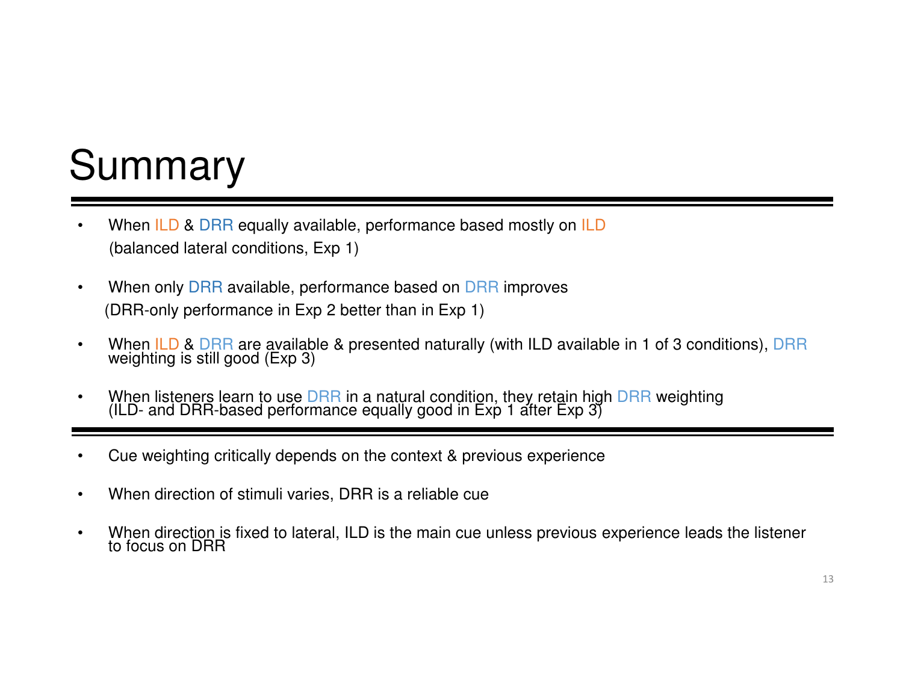# Summary

- When ILD & DRR equally available, performance based mostly on ILD
  (balanced lateral conditions, Exp 1)

- When only DRR available, performance based on DRR improves
  (DRR-only performance in Exp 2 better than in Exp 1)

- When ILD & DRR are available & presented naturally (with ILD available in 1 of 3 conditions), DRR weighting is still good (Exp 3)

- When listeners learn to use DRR in a natural condition, they retain high DRR weighting
  (ILD- and DRR-based performance equally good in Exp 1 after Exp 3)

---

- Cue weighting critically depends on the context & previous experience

- When direction of stimuli varies, DRR is a reliable cue

- When direction is fixed to lateral, ILD is the main cue unless previous experience leads the listener to focus on DRR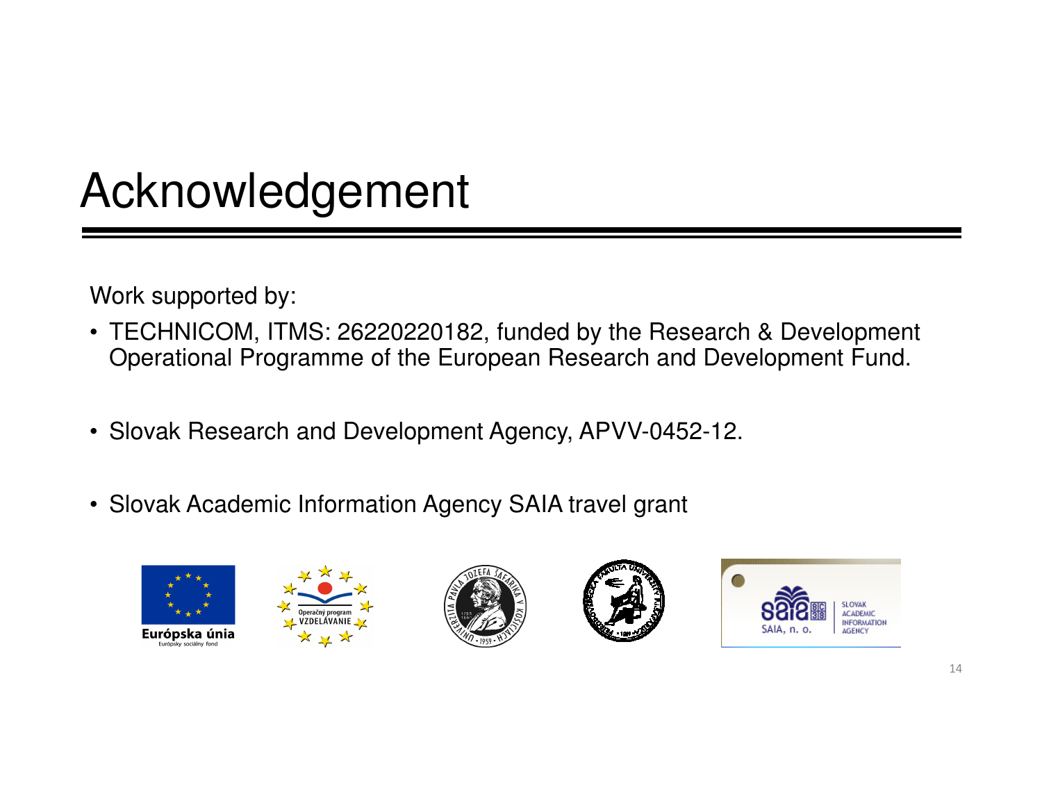# Acknowledgement

Work supported by:

- TECHNICOM, ITMS: 26220220182, funded by the Research & Development Operational Programme of the European Research and Development Fund.
- Slovak Research and Development Agency, APVV-0452-12.
- Slovak Academic Information Agency SAIA travel grant